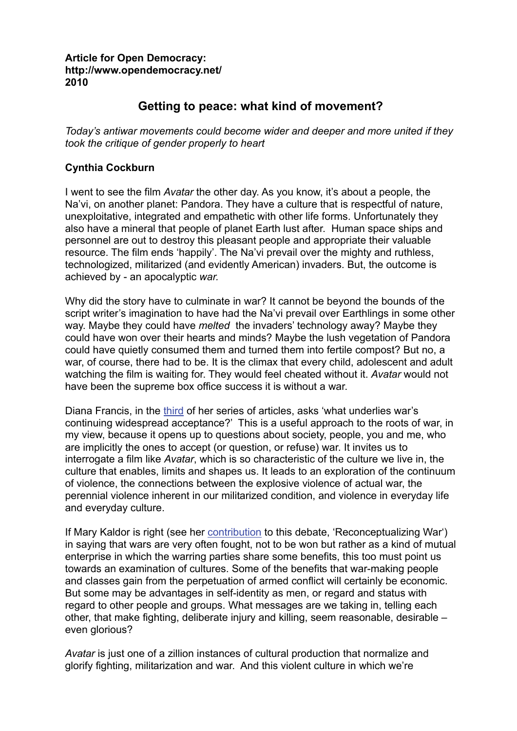**Article for Open Democracy:**
**http://www.opendemocracy.net/**
**2010**

# Getting to peace: what kind of movement?

*Today's antiwar movements could become wider and deeper and more united if they took the critique of gender properly to heart*

**Cynthia Cockburn**

I went to see the film *Avatar* the other day. As you know, it's about a people, the Na'vi, on another planet: Pandora. They have a culture that is respectful of nature, unexploitative, integrated and empathetic with other life forms. Unfortunately they also have a mineral that people of planet Earth lust after. Human space ships and personnel are out to destroy this pleasant people and appropriate their valuable resource. The film ends 'happily'. The Na'vi prevail over the mighty and ruthless, technologized, militarized (and evidently American) invaders. But, the outcome is achieved by - an apocalyptic *war.*

Why did the story have to culminate in war? It cannot be beyond the bounds of the script writer's imagination to have had the Na'vi prevail over Earthlings in some other way. Maybe they could have *melted* the invaders' technology away? Maybe they could have won over their hearts and minds? Maybe the lush vegetation of Pandora could have quietly consumed them and turned them into fertile compost? But no, a war, of course, there had to be. It is the climax that every child, adolescent and adult watching the film is waiting for. They would feel cheated without it. *Avatar* would not have been the supreme box office success it is without a war.

Diana Francis, in the third of her series of articles, asks 'what underlies war's continuing widespread acceptance?' This is a useful approach to the roots of war, in my view, because it opens up to questions about society, people, you and me, who are implicitly the ones to accept (or question, or refuse) war. It invites us to interrogate a film like *Avatar*, which is so characteristic of the culture we live in, the culture that enables, limits and shapes us. It leads to an exploration of the continuum of violence, the connections between the explosive violence of actual war, the perennial violence inherent in our militarized condition, and violence in everyday life and everyday culture.

If Mary Kaldor is right (see her contribution to this debate, 'Reconceptualizing War') in saying that wars are very often fought, not to be won but rather as a kind of mutual enterprise in which the warring parties share some benefits, this too must point us towards an examination of cultures. Some of the benefits that war-making people and classes gain from the perpetuation of armed conflict will certainly be economic. But some may be advantages in self-identity as men, or regard and status with regard to other people and groups. What messages are we taking in, telling each other, that make fighting, deliberate injury and killing, seem reasonable, desirable – even glorious?

*Avatar* is just one of a zillion instances of cultural production that normalize and glorify fighting, militarization and war. And this violent culture in which we're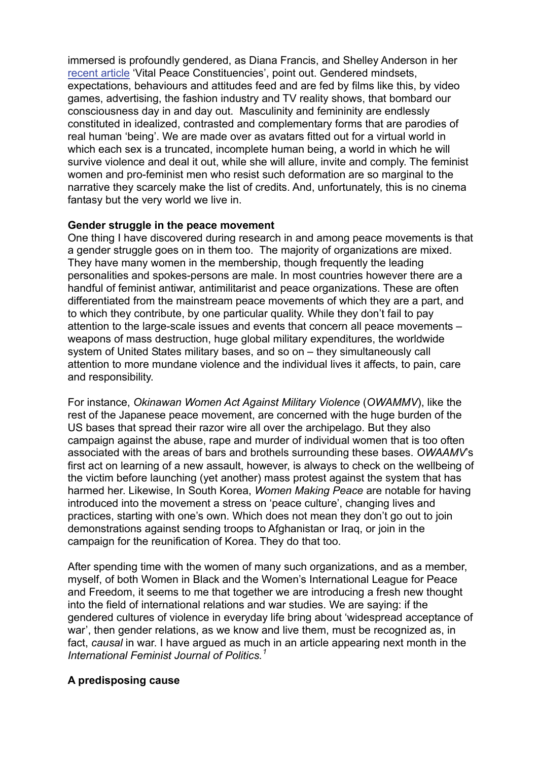immersed is profoundly gendered, as Diana Francis, and Shelley Anderson in her [recent article](#) 'Vital Peace Constituencies', point out. Gendered mindsets, expectations, behaviours and attitudes feed and are fed by films like this, by video games, advertising, the fashion industry and TV reality shows, that bombard our consciousness day in and day out. Masculinity and femininity are endlessly constituted in idealized, contrasted and complementary forms that are parodies of real human 'being'. We are made over as avatars fitted out for a virtual world in which each sex is a truncated, incomplete human being, a world in which he will survive violence and deal it out, while she will allure, invite and comply. The feminist women and pro-feminist men who resist such deformation are so marginal to the narrative they scarcely make the list of credits. And, unfortunately, this is no cinema fantasy but the very world we live in.

**Gender struggle in the peace movement**

One thing I have discovered during research in and among peace movements is that a gender struggle goes on in them too. The majority of organizations are mixed. They have many women in the membership, though frequently the leading personalities and spokes-persons are male. In most countries however there are a handful of feminist antiwar, antimilitarist and peace organizations. These are often differentiated from the mainstream peace movements of which they are a part, and to which they contribute, by one particular quality. While they don't fail to pay attention to the large-scale issues and events that concern all peace movements – weapons of mass destruction, huge global military expenditures, the worldwide system of United States military bases, and so on – they simultaneously call attention to more mundane violence and the individual lives it affects, to pain, care and responsibility.

For instance, *Okinawan Women Act Against Military Violence* (*OWAMMV*), like the rest of the Japanese peace movement, are concerned with the huge burden of the US bases that spread their razor wire all over the archipelago. But they also campaign against the abuse, rape and murder of individual women that is too often associated with the areas of bars and brothels surrounding these bases. *OWAAMV*'s first act on learning of a new assault, however, is always to check on the wellbeing of the victim before launching (yet another) mass protest against the system that has harmed her. Likewise, In South Korea, *Women Making Peace* are notable for having introduced into the movement a stress on 'peace culture', changing lives and practices, starting with one's own. Which does not mean they don't go out to join demonstrations against sending troops to Afghanistan or Iraq, or join in the campaign for the reunification of Korea. They do that too.

After spending time with the women of many such organizations, and as a member, myself, of both Women in Black and the Women's International League for Peace and Freedom, it seems to me that together we are introducing a fresh new thought into the field of international relations and war studies. We are saying: if the gendered cultures of violence in everyday life bring about 'widespread acceptance of war', then gender relations, as we know and live them, must be recognized as, in fact, *causal* in war. I have argued as much in an article appearing next month in the *International Feminist Journal of Politics.*[1]

**A predisposing cause**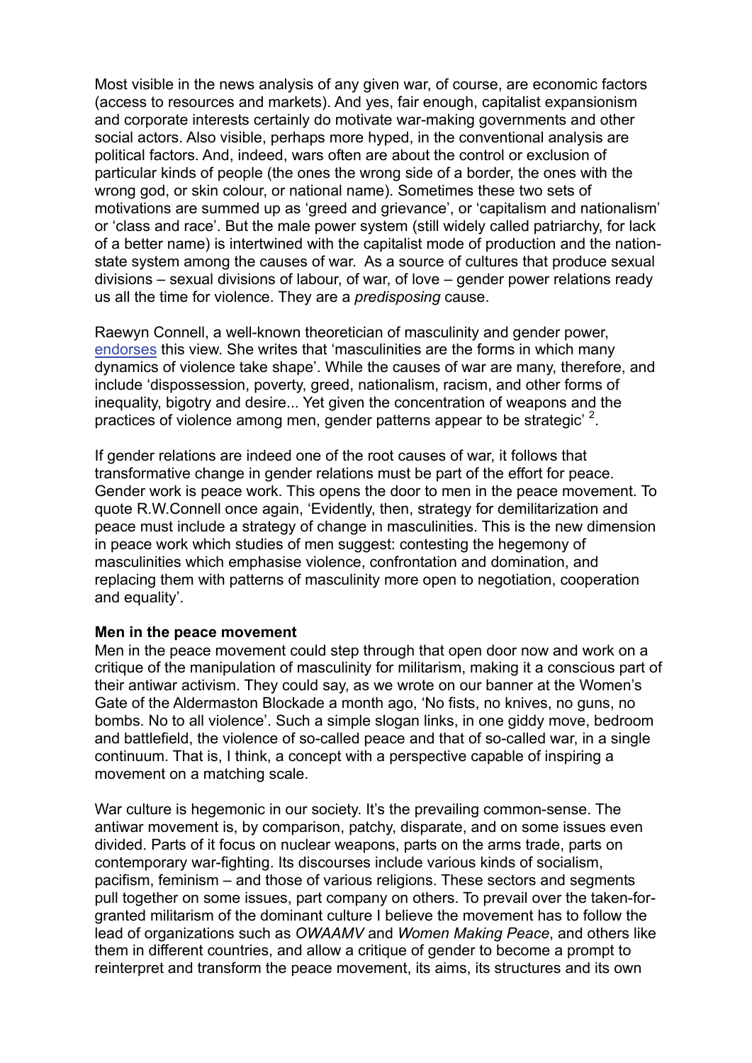Most visible in the news analysis of any given war, of course, are economic factors (access to resources and markets). And yes, fair enough, capitalist expansionism and corporate interests certainly do motivate war-making governments and other social actors. Also visible, perhaps more hyped, in the conventional analysis are political factors. And, indeed, wars often are about the control or exclusion of particular kinds of people (the ones the wrong side of a border, the ones with the wrong god, or skin colour, or national name). Sometimes these two sets of motivations are summed up as 'greed and grievance', or 'capitalism and nationalism' or 'class and race'. But the male power system (still widely called patriarchy, for lack of a better name) is intertwined with the capitalist mode of production and the nation-state system among the causes of war. As a source of cultures that produce sexual divisions – sexual divisions of labour, of war, of love – gender power relations ready us all the time for violence. They are a *predisposing* cause.

Raewyn Connell, a well-known theoretician of masculinity and gender power, endorses this view. She writes that 'masculinities are the forms in which many dynamics of violence take shape'. While the causes of war are many, therefore, and include 'dispossession, poverty, greed, nationalism, racism, and other forms of inequality, bigotry and desire... Yet given the concentration of weapons and the practices of violence among men, gender patterns appear to be strategic' [2].

If gender relations are indeed one of the root causes of war, it follows that transformative change in gender relations must be part of the effort for peace. Gender work is peace work. This opens the door to men in the peace movement. To quote R.W.Connell once again, 'Evidently, then, strategy for demilitarization and peace must include a strategy of change in masculinities. This is the new dimension in peace work which studies of men suggest: contesting the hegemony of masculinities which emphasise violence, confrontation and domination, and replacing them with patterns of masculinity more open to negotiation, cooperation and equality'.

**Men in the peace movement**

Men in the peace movement could step through that open door now and work on a critique of the manipulation of masculinity for militarism, making it a conscious part of their antiwar activism. They could say, as we wrote on our banner at the Women's Gate of the Aldermaston Blockade a month ago, 'No fists, no knives, no guns, no bombs. No to all violence'. Such a simple slogan links, in one giddy move, bedroom and battlefield, the violence of so-called peace and that of so-called war, in a single continuum. That is, I think, a concept with a perspective capable of inspiring a movement on a matching scale.

War culture is hegemonic in our society. It's the prevailing common-sense. The antiwar movement is, by comparison, patchy, disparate, and on some issues even divided. Parts of it focus on nuclear weapons, parts on the arms trade, parts on contemporary war-fighting. Its discourses include various kinds of socialism, pacifism, feminism – and those of various religions. These sectors and segments pull together on some issues, part company on others. To prevail over the taken-for-granted militarism of the dominant culture I believe the movement has to follow the lead of organizations such as *OWAAMV* and *Women Making Peace*, and others like them in different countries, and allow a critique of gender to become a prompt to reinterpret and transform the peace movement, its aims, its structures and its own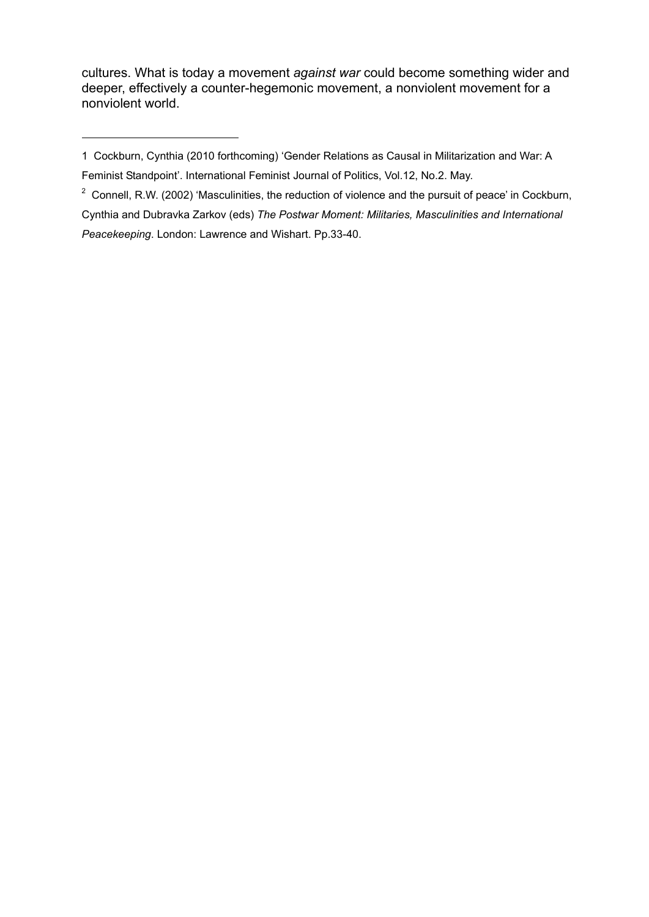cultures. What is today a movement *against war* could become something wider and deeper, effectively a counter-hegemonic movement, a nonviolent movement for a nonviolent world.

---

1 Cockburn, Cynthia (2010 forthcoming) 'Gender Relations as Causal in Militarization and War: A Feminist Standpoint'. International Feminist Journal of Politics, Vol.12, No.2. May.

2 Connell, R.W. (2002) 'Masculinities, the reduction of violence and the pursuit of peace' in Cockburn, Cynthia and Dubravka Zarkov (eds) *The Postwar Moment: Militaries, Masculinities and International Peacekeeping*. London: Lawrence and Wishart. Pp.33-40.